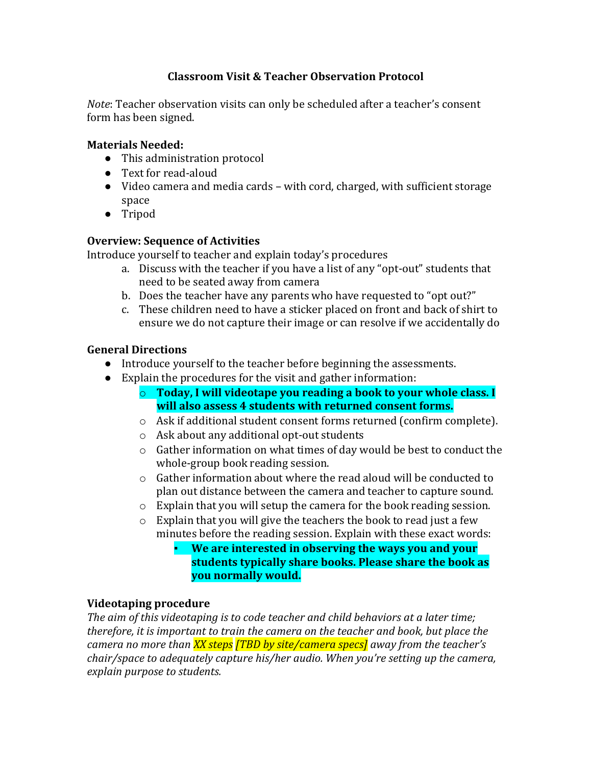# Classroom Visit & Teacher Observation Protocol

*Note*: Teacher observation visits can only be scheduled after a teacher's consent form has been signed.

**Materials Needed:**

- This administration protocol
- Text for read-aloud
- Video camera and media cards – with cord, charged, with sufficient storage space
- Tripod

**Overview: Sequence of Activities**

Introduce yourself to teacher and explain today's procedures

a. Discuss with the teacher if you have a list of any "opt-out" students that need to be seated away from camera
b. Does the teacher have any parents who have requested to "opt out?"
c. These children need to have a sticker placed on front and back of shirt to ensure we do not capture their image or can resolve if we accidentally do

**General Directions**

- Introduce yourself to the teacher before beginning the assessments.
- Explain the procedures for the visit and gather information:
  - **Today, I will videotape you reading a book to your whole class. I will also assess 4 students with returned consent forms.**
  - Ask if additional student consent forms returned (confirm complete).
  - Ask about any additional opt-out students
  - Gather information on what times of day would be best to conduct the whole-group book reading session.
  - Gather information about where the read aloud will be conducted to plan out distance between the camera and teacher to capture sound.
  - Explain that you will setup the camera for the book reading session.
  - Explain that you will give the teachers the book to read just a few minutes before the reading session. Explain with these exact words:
    - **We are interested in observing the ways you and your students typically share books. Please share the book as you normally would.**

**Videotaping procedure**

*The aim of this videotaping is to code teacher and child behaviors at a later time; therefore, it is important to train the camera on the teacher and book, but place the camera no more than XX steps [TBD by site/camera specs] away from the teacher's chair/space to adequately capture his/her audio. When you're setting up the camera, explain purpose to students.*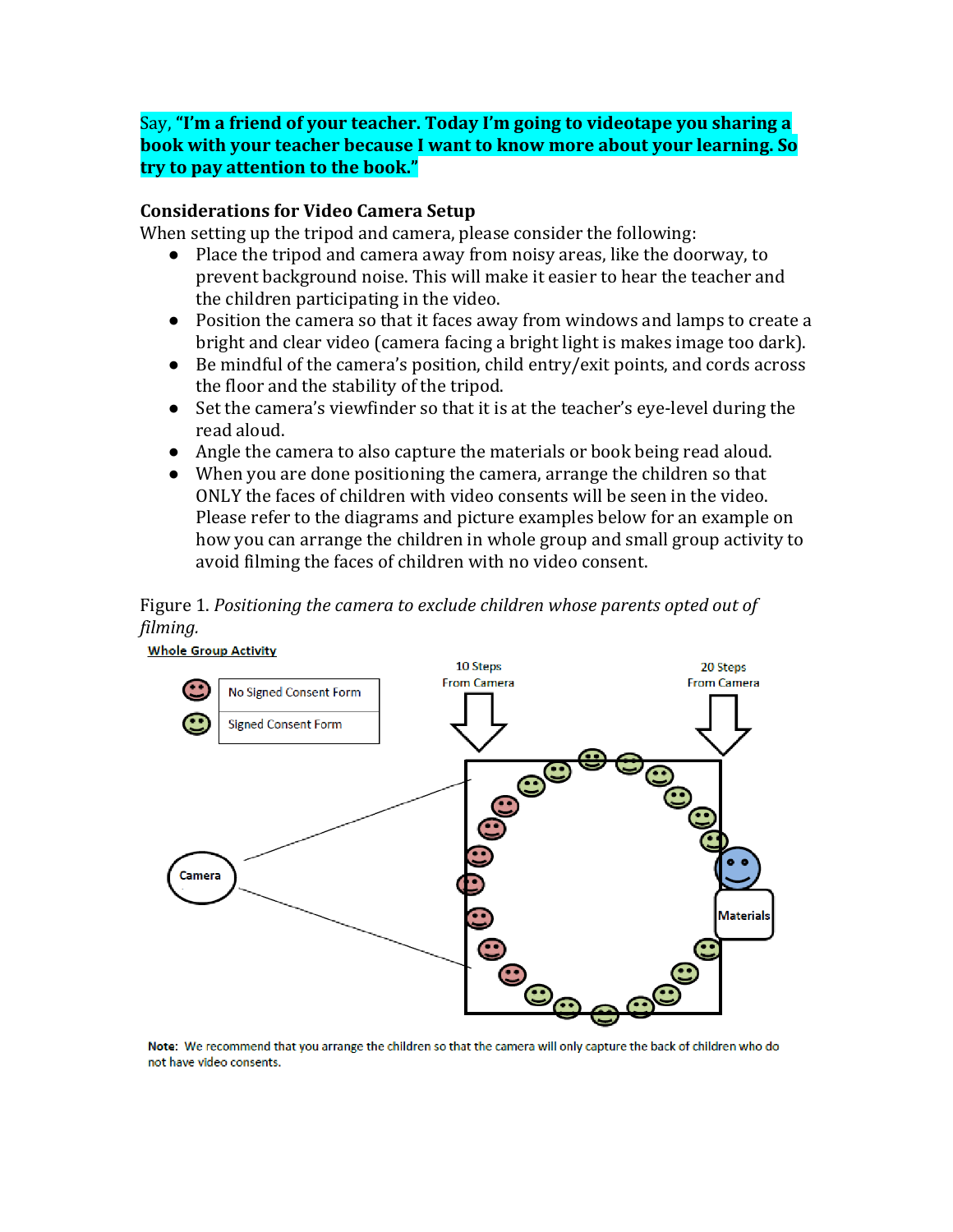Say, **"I'm a friend of your teacher. Today I'm going to videotape you sharing a book with your teacher because I want to know more about your learning. So try to pay attention to the book."**

### Considerations for Video Camera Setup

When setting up the tripod and camera, please consider the following:

- Place the tripod and camera away from noisy areas, like the doorway, to prevent background noise. This will make it easier to hear the teacher and the children participating in the video.
- Position the camera so that it faces away from windows and lamps to create a bright and clear video (camera facing a bright light is makes image too dark).
- Be mindful of the camera's position, child entry/exit points, and cords across the floor and the stability of the tripod.
- Set the camera's viewfinder so that it is at the teacher's eye-level during the read aloud.
- Angle the camera to also capture the materials or book being read aloud.
- When you are done positioning the camera, arrange the children so that ONLY the faces of children with video consents will be seen in the video. Please refer to the diagrams and picture examples below for an example on how you can arrange the children in whole group and small group activity to avoid filming the faces of children with no video consent.

Figure 1. *Positioning the camera to exclude children whose parents opted out of filming.*

**Whole Group Activity**

No Signed Consent Form

Signed Consent Form

10 Steps From Camera

20 Steps From Camera

Camera

Materials

**Note:** We recommend that you arrange the children so that the camera will only capture the back of children who do not have video consents.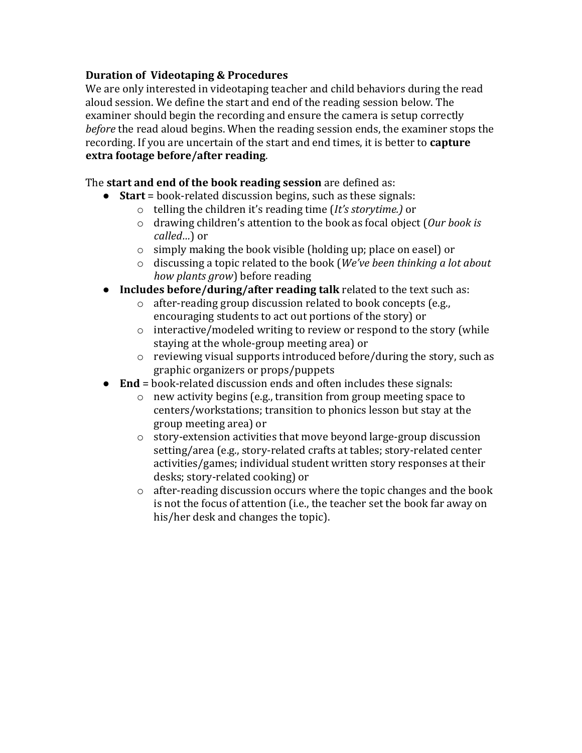**Duration of Videotaping & Procedures**

We are only interested in videotaping teacher and child behaviors during the read aloud session. We define the start and end of the reading session below. The examiner should begin the recording and ensure the camera is setup correctly *before* the read aloud begins. When the reading session ends, the examiner stops the recording. If you are uncertain of the start and end times, it is better to **capture extra footage before/after reading**.

The **start and end of the book reading session** are defined as:

- **Start** = book-related discussion begins, such as these signals:
  - telling the children it's reading time (*It's storytime.*) or
  - drawing children's attention to the book as focal object (*Our book is called…*) or
  - simply making the book visible (holding up; place on easel) or
  - discussing a topic related to the book (*We've been thinking a lot about how plants grow*) before reading
- **Includes before/during/after reading talk** related to the text such as:
  - after-reading group discussion related to book concepts (e.g., encouraging students to act out portions of the story) or
  - interactive/modeled writing to review or respond to the story (while staying at the whole-group meeting area) or
  - reviewing visual supports introduced before/during the story, such as graphic organizers or props/puppets
- **End** = book-related discussion ends and often includes these signals:
  - new activity begins (e.g., transition from group meeting space to centers/workstations; transition to phonics lesson but stay at the group meeting area) or
  - story-extension activities that move beyond large-group discussion setting/area (e.g., story-related crafts at tables; story-related center activities/games; individual student written story responses at their desks; story-related cooking) or
  - after-reading discussion occurs where the topic changes and the book is not the focus of attention (i.e., the teacher set the book far away on his/her desk and changes the topic).